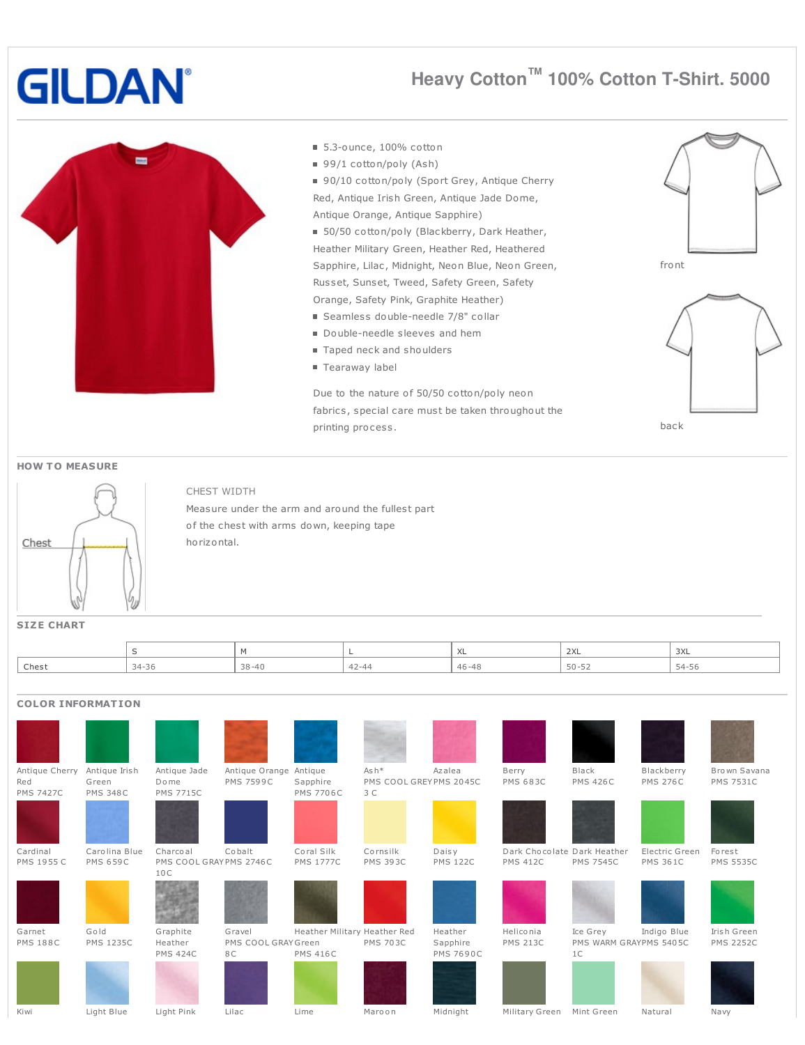# GILDAN

## Heavy Cotton™ 100% Cotton T-Shirt. 5000

- 5.3-ounce, 100% cotton
- 99/1 cotton/poly (Ash)
- 90/10 cotton/poly (Sport Grey, Antique Cherry Red, Antique Irish Green, Antique Jade Dome, Antique Orange, Antique Sapphire)
- 50/50 cotton/poly (Blackberry, Dark Heather, Heather Military Green, Heather Red, Heathered Sapphire, Lilac, Midnight, Neon Blue, Neon Green, Russet, Sunset, Tweed, Safety Green, Safety Orange, Safety Pink, Graphite Heather)
- Seamless double-needle 7/8" collar
- Double-needle sleeves and hem
- Taped neck and shoulders
- Tearaway label

Due to the nature of 50/50 cotton/poly neon fabrics, special care must be taken throughout the printing process.

front

back

## HOW TO MEASURE

Chest

CHEST WIDTH

Measure under the arm and around the fullest part of the chest with arms down, keeping tape horizontal.

## SIZE CHART

| | S | M | L | XL | 2XL | 3XL |
|---|---|---|---|---|---|---|
| Chest | 34-36 | 38-40 | 42-44 | 46-48 | 50-52 | 54-56 |

## COLOR INFORMATION

| | | | | | | | | | | |
|---|---|---|---|---|---|---|---|---|---|---|
| Antique Cherry Red PMS 7427C | Antique Irish Green PMS 348C | Antique Jade Dome PMS 7715C | Antique Orange PMS 7599C | Antique Sapphire PMS 7706C | Ash* PMS COOL GREY 3 C | Azalea PMS 2045C | Berry PMS 683C | Black PMS 426C | Blackberry PMS 276C | Brown Savana PMS 7531C |
| Cardinal PMS 1955 C | Carolina Blue PMS 659C | Charcoal PMS COOL GRAY 10C | Cobalt PMS 2746C | Coral Silk PMS 1777C | Cornsilk PMS 393C | Daisy PMS 122C | Dark Chocolate PMS 412C | Dark Heather PMS 7545C | Electric Green PMS 361C | Forest PMS 5535C |
| Garnet PMS 188C | Gold PMS 1235C | Graphite Heather PMS 424C | Gravel PMS COOL GRAY 8C | Heather Military Green PMS 416C | Heather Red PMS 703C | Heather Sapphire PMS 7690C | Heliconia PMS 213C | Ice Grey PMS WARM GRAY 1C | Indigo Blue PMS 5405C | Irish Green PMS 2252C |
| Kiwi | Light Blue | Light Pink | Lilac | Lime | Maroon | Midnight | Military Green | Mint Green | Natural | Navy |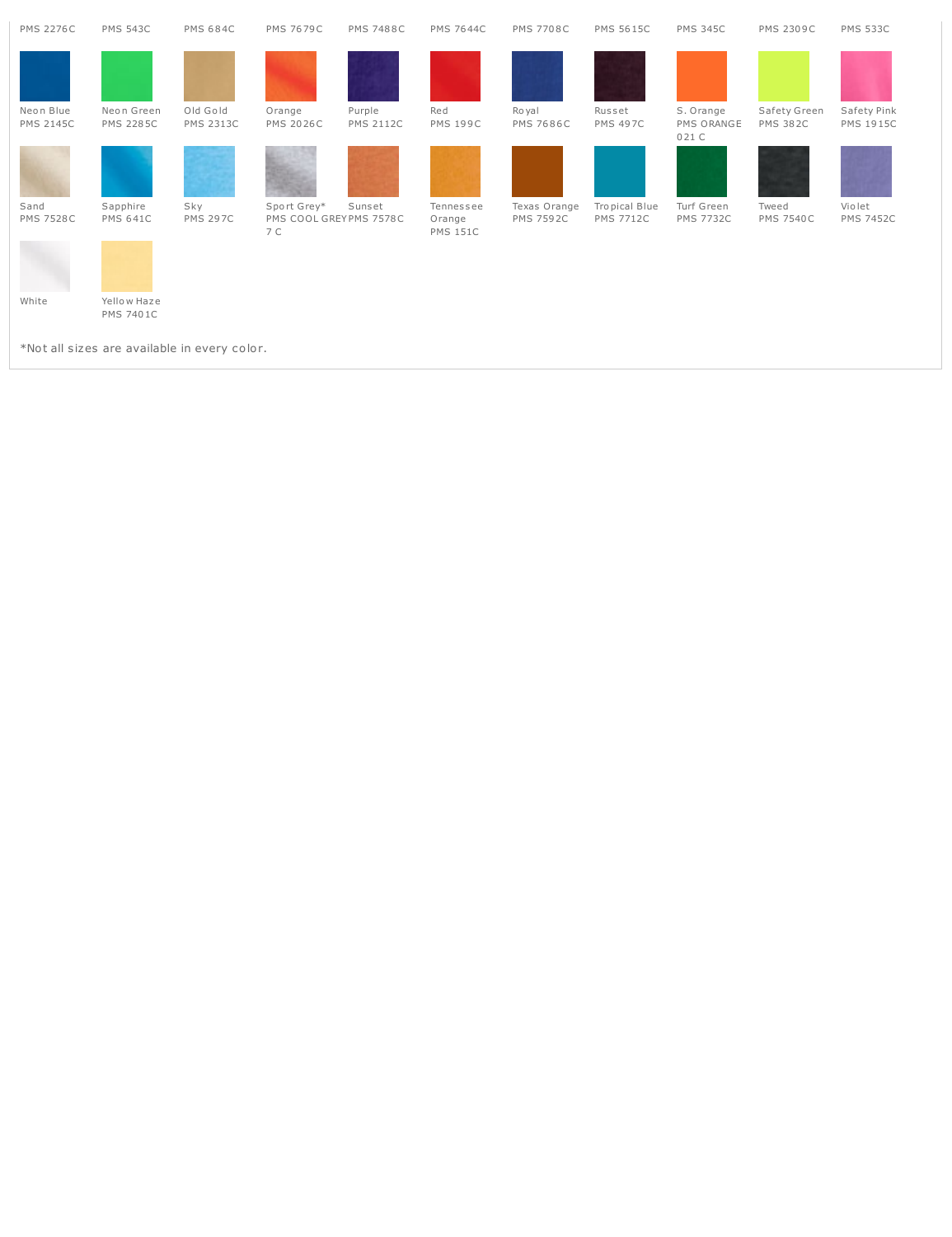| | | | | | | | | | | |
|---|---|---|---|---|---|---|---|---|---|---|
| PMS 2276C | PMS 543C | PMS 684C | PMS 7679C | PMS 7488C | PMS 7644C | PMS 7708C | PMS 5615C | PMS 345C | PMS 2309C | PMS 533C |
| Neon Blue PMS 2145C | Neon Green PMS 2285C | Old Gold PMS 2313C | Orange PMS 2026C | Purple PMS 2112C | Red PMS 199C | Royal PMS 7686C | Russet PMS 497C | S. Orange PMS ORANGE 021 C | Safety Green PMS 382C | Safety Pink PMS 1915C |
| Sand PMS 7528C | Sapphire PMS 641C | Sky PMS 297C | Sport Grey* PMS COOL GREY 7 C | Sunset PMS 7578C | Tennessee Orange PMS 151C | Texas Orange PMS 7592C | Tropical Blue PMS 7712C | Turf Green PMS 7732C | Tweed PMS 7540C | Violet PMS 7452C |
| White | Yellow Haze PMS 7401C | | | | | | | | | |

*Not all sizes are available in every color.